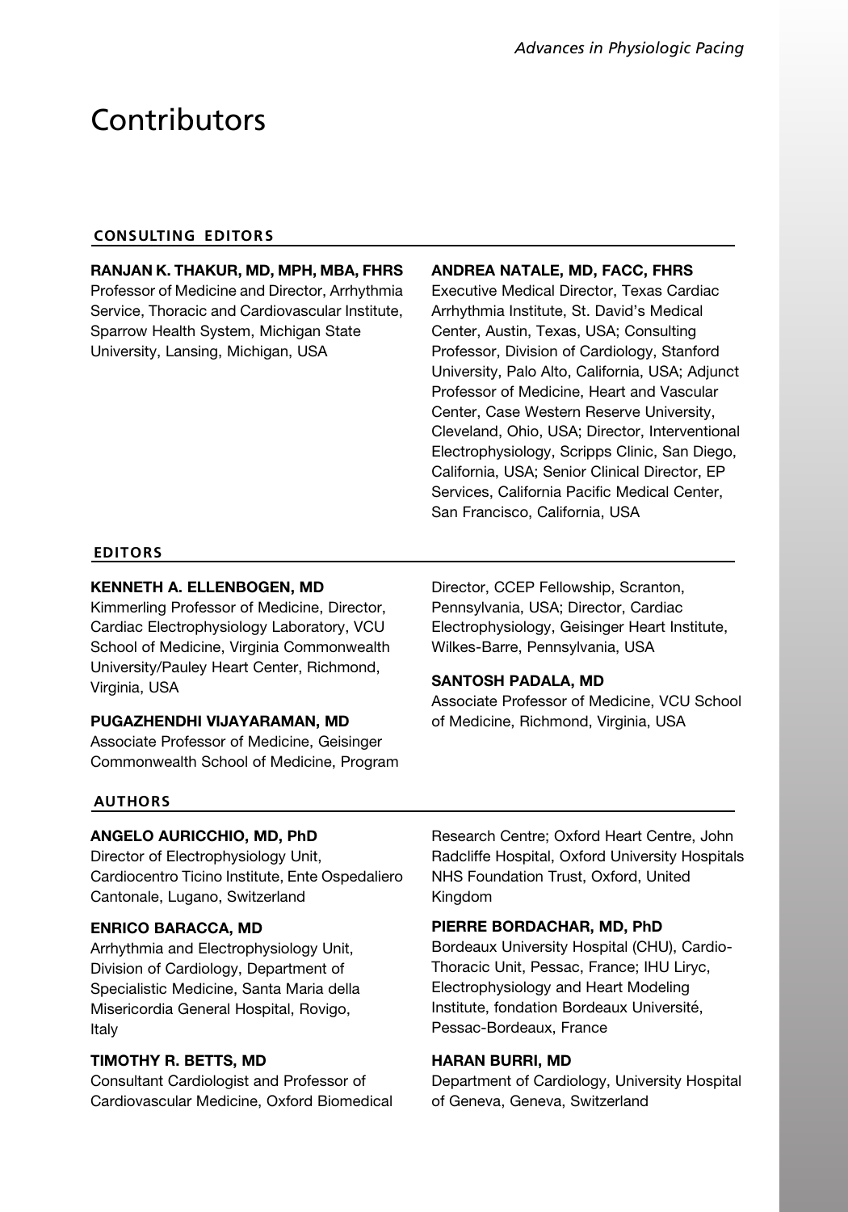# Contributors

## CONSULTING EDITORS

**RANJAN K. THAKUR, MD, MPH, MBA, FHRS**
Professor of Medicine and Director, Arrhythmia Service, Thoracic and Cardiovascular Institute, Sparrow Health System, Michigan State University, Lansing, Michigan, USA

**ANDREA NATALE, MD, FACC, FHRS**
Executive Medical Director, Texas Cardiac Arrhythmia Institute, St. David's Medical Center, Austin, Texas, USA; Consulting Professor, Division of Cardiology, Stanford University, Palo Alto, California, USA; Adjunct Professor of Medicine, Heart and Vascular Center, Case Western Reserve University, Cleveland, Ohio, USA; Director, Interventional Electrophysiology, Scripps Clinic, San Diego, California, USA; Senior Clinical Director, EP Services, California Pacific Medical Center, San Francisco, California, USA

## EDITORS

**KENNETH A. ELLENBOGEN, MD**
Kimmerling Professor of Medicine, Director, Cardiac Electrophysiology Laboratory, VCU School of Medicine, Virginia Commonwealth University/Pauley Heart Center, Richmond, Virginia, USA

**PUGAZHENDHI VIJAYARAMAN, MD**
Associate Professor of Medicine, Geisinger Commonwealth School of Medicine, Program Director, CCEP Fellowship, Scranton, Pennsylvania, USA; Director, Cardiac Electrophysiology, Geisinger Heart Institute, Wilkes-Barre, Pennsylvania, USA

**SANTOSH PADALA, MD**
Associate Professor of Medicine, VCU School of Medicine, Richmond, Virginia, USA

## AUTHORS

**ANGELO AURICCHIO, MD, PhD**
Director of Electrophysiology Unit, Cardiocentro Ticino Institute, Ente Ospedaliero Cantonale, Lugano, Switzerland

**ENRICO BARACCA, MD**
Arrhythmia and Electrophysiology Unit, Division of Cardiology, Department of Specialistic Medicine, Santa Maria della Misericordia General Hospital, Rovigo, Italy

**TIMOTHY R. BETTS, MD**
Consultant Cardiologist and Professor of Cardiovascular Medicine, Oxford Biomedical Research Centre; Oxford Heart Centre, John Radcliffe Hospital, Oxford University Hospitals NHS Foundation Trust, Oxford, United Kingdom

**PIERRE BORDACHAR, MD, PhD**
Bordeaux University Hospital (CHU), Cardio-Thoracic Unit, Pessac, France; IHU Liryc, Electrophysiology and Heart Modeling Institute, fondation Bordeaux Université, Pessac-Bordeaux, France

**HARAN BURRI, MD**
Department of Cardiology, University Hospital of Geneva, Geneva, Switzerland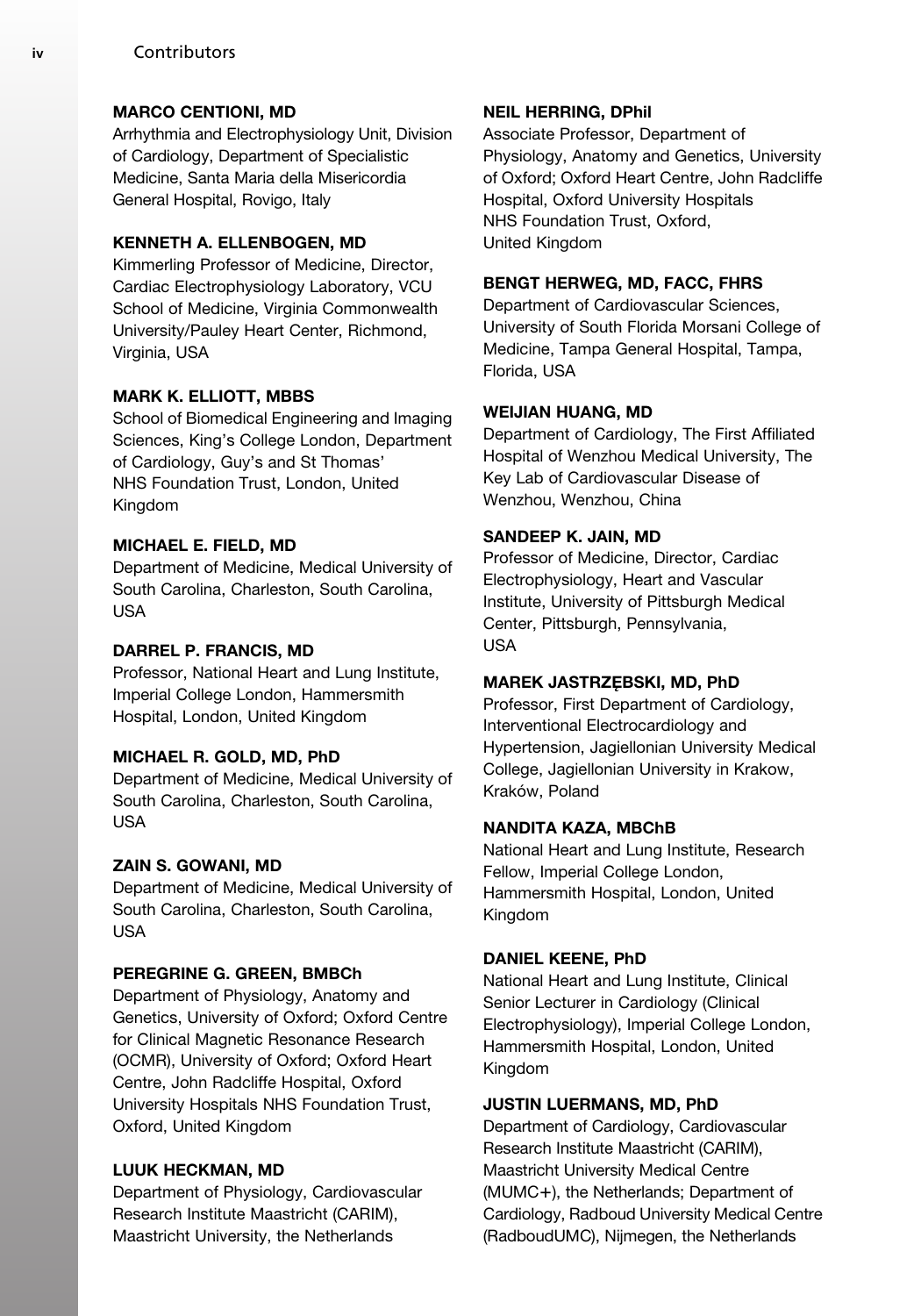## Contributors

**MARCO CENTIONI, MD**
Arrhythmia and Electrophysiology Unit, Division of Cardiology, Department of Specialistic Medicine, Santa Maria della Misericordia General Hospital, Rovigo, Italy

**KENNETH A. ELLENBOGEN, MD**
Kimmerling Professor of Medicine, Director, Cardiac Electrophysiology Laboratory, VCU School of Medicine, Virginia Commonwealth University/Pauley Heart Center, Richmond, Virginia, USA

**MARK K. ELLIOTT, MBBS**
School of Biomedical Engineering and Imaging Sciences, King's College London, Department of Cardiology, Guy's and St Thomas' NHS Foundation Trust, London, United Kingdom

**MICHAEL E. FIELD, MD**
Department of Medicine, Medical University of South Carolina, Charleston, South Carolina, USA

**DARREL P. FRANCIS, MD**
Professor, National Heart and Lung Institute, Imperial College London, Hammersmith Hospital, London, United Kingdom

**MICHAEL R. GOLD, MD, PhD**
Department of Medicine, Medical University of South Carolina, Charleston, South Carolina, USA

**ZAIN S. GOWANI, MD**
Department of Medicine, Medical University of South Carolina, Charleston, South Carolina, USA

**PEREGRINE G. GREEN, BMBCh**
Department of Physiology, Anatomy and Genetics, University of Oxford; Oxford Centre for Clinical Magnetic Resonance Research (OCMR), University of Oxford; Oxford Heart Centre, John Radcliffe Hospital, Oxford University Hospitals NHS Foundation Trust, Oxford, United Kingdom

**LUUK HECKMAN, MD**
Department of Physiology, Cardiovascular Research Institute Maastricht (CARIM), Maastricht University, the Netherlands

**NEIL HERRING, DPhil**
Associate Professor, Department of Physiology, Anatomy and Genetics, University of Oxford; Oxford Heart Centre, John Radcliffe Hospital, Oxford University Hospitals NHS Foundation Trust, Oxford, United Kingdom

**BENGT HERWEG, MD, FACC, FHRS**
Department of Cardiovascular Sciences, University of South Florida Morsani College of Medicine, Tampa General Hospital, Tampa, Florida, USA

**WEIJIAN HUANG, MD**
Department of Cardiology, The First Affiliated Hospital of Wenzhou Medical University, The Key Lab of Cardiovascular Disease of Wenzhou, Wenzhou, China

**SANDEEP K. JAIN, MD**
Professor of Medicine, Director, Cardiac Electrophysiology, Heart and Vascular Institute, University of Pittsburgh Medical Center, Pittsburgh, Pennsylvania, USA

**MAREK JASTRZĘBSKI, MD, PhD**
Professor, First Department of Cardiology, Interventional Electrocardiology and Hypertension, Jagiellonian University Medical College, Jagiellonian University in Krakow, Kraków, Poland

**NANDITA KAZA, MBChB**
National Heart and Lung Institute, Research Fellow, Imperial College London, Hammersmith Hospital, London, United Kingdom

**DANIEL KEENE, PhD**
National Heart and Lung Institute, Clinical Senior Lecturer in Cardiology (Clinical Electrophysiology), Imperial College London, Hammersmith Hospital, London, United Kingdom

**JUSTIN LUERMANS, MD, PhD**
Department of Cardiology, Cardiovascular Research Institute Maastricht (CARIM), Maastricht University Medical Centre (MUMC+), the Netherlands; Department of Cardiology, Radboud University Medical Centre (RadboudUMC), Nijmegen, the Netherlands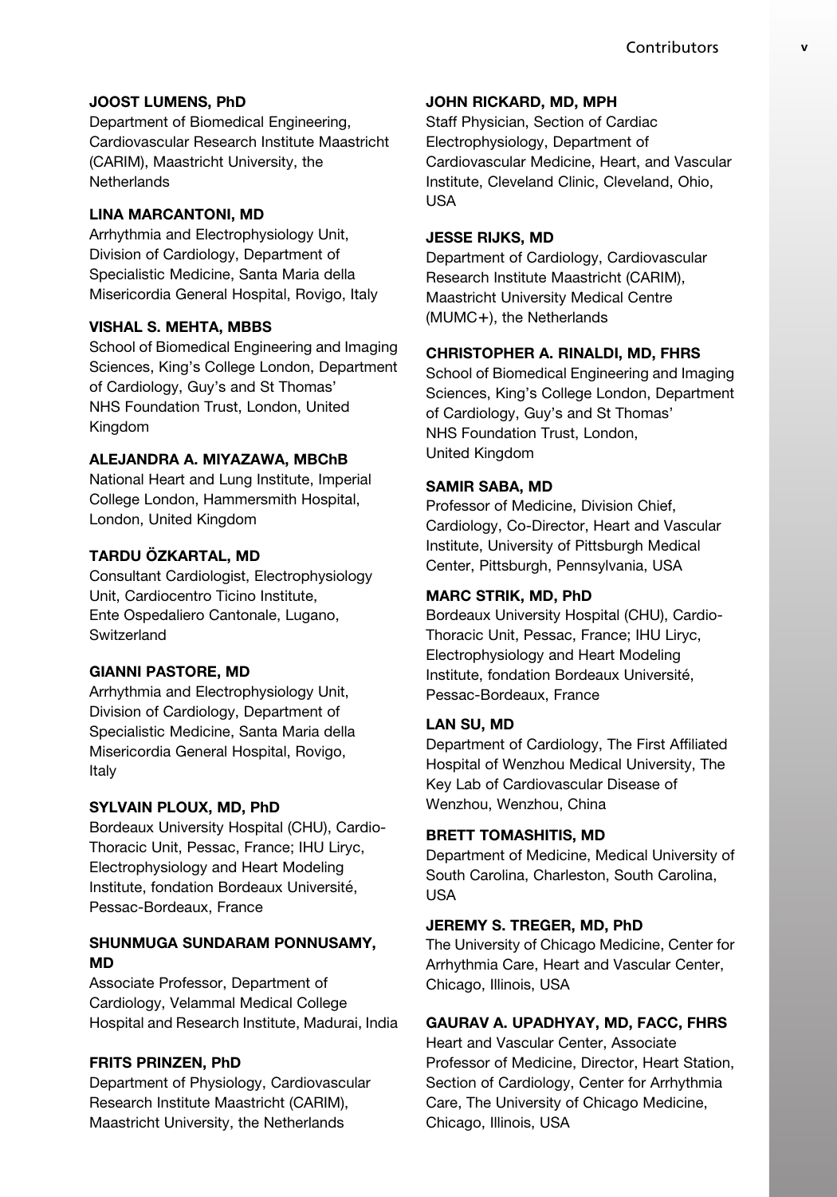**JOOST LUMENS, PhD**
Department of Biomedical Engineering, Cardiovascular Research Institute Maastricht (CARIM), Maastricht University, the Netherlands

**LINA MARCANTONI, MD**
Arrhythmia and Electrophysiology Unit, Division of Cardiology, Department of Specialistic Medicine, Santa Maria della Misericordia General Hospital, Rovigo, Italy

**VISHAL S. MEHTA, MBBS**
School of Biomedical Engineering and Imaging Sciences, King's College London, Department of Cardiology, Guy's and St Thomas' NHS Foundation Trust, London, United Kingdom

**ALEJANDRA A. MIYAZAWA, MBChB**
National Heart and Lung Institute, Imperial College London, Hammersmith Hospital, London, United Kingdom

**TARDU ÖZKARTAL, MD**
Consultant Cardiologist, Electrophysiology Unit, Cardiocentro Ticino Institute, Ente Ospedaliero Cantonale, Lugano, Switzerland

**GIANNI PASTORE, MD**
Arrhythmia and Electrophysiology Unit, Division of Cardiology, Department of Specialistic Medicine, Santa Maria della Misericordia General Hospital, Rovigo, Italy

**SYLVAIN PLOUX, MD, PhD**
Bordeaux University Hospital (CHU), Cardio-Thoracic Unit, Pessac, France; IHU Liryc, Electrophysiology and Heart Modeling Institute, fondation Bordeaux Université, Pessac-Bordeaux, France

**SHUNMUGA SUNDARAM PONNUSAMY, MD**
Associate Professor, Department of Cardiology, Velammal Medical College Hospital and Research Institute, Madurai, India

**FRITS PRINZEN, PhD**
Department of Physiology, Cardiovascular Research Institute Maastricht (CARIM), Maastricht University, the Netherlands

**JOHN RICKARD, MD, MPH**
Staff Physician, Section of Cardiac Electrophysiology, Department of Cardiovascular Medicine, Heart, and Vascular Institute, Cleveland Clinic, Cleveland, Ohio, USA

**JESSE RIJKS, MD**
Department of Cardiology, Cardiovascular Research Institute Maastricht (CARIM), Maastricht University Medical Centre (MUMC+), the Netherlands

**CHRISTOPHER A. RINALDI, MD, FHRS**
School of Biomedical Engineering and Imaging Sciences, King's College London, Department of Cardiology, Guy's and St Thomas' NHS Foundation Trust, London, United Kingdom

**SAMIR SABA, MD**
Professor of Medicine, Division Chief, Cardiology, Co-Director, Heart and Vascular Institute, University of Pittsburgh Medical Center, Pittsburgh, Pennsylvania, USA

**MARC STRIK, MD, PhD**
Bordeaux University Hospital (CHU), Cardio-Thoracic Unit, Pessac, France; IHU Liryc, Electrophysiology and Heart Modeling Institute, fondation Bordeaux Université, Pessac-Bordeaux, France

**LAN SU, MD**
Department of Cardiology, The First Affiliated Hospital of Wenzhou Medical University, The Key Lab of Cardiovascular Disease of Wenzhou, Wenzhou, China

**BRETT TOMASHITIS, MD**
Department of Medicine, Medical University of South Carolina, Charleston, South Carolina, USA

**JEREMY S. TREGER, MD, PhD**
The University of Chicago Medicine, Center for Arrhythmia Care, Heart and Vascular Center, Chicago, Illinois, USA

**GAURAV A. UPADHYAY, MD, FACC, FHRS**
Heart and Vascular Center, Associate Professor of Medicine, Director, Heart Station, Section of Cardiology, Center for Arrhythmia Care, The University of Chicago Medicine, Chicago, Illinois, USA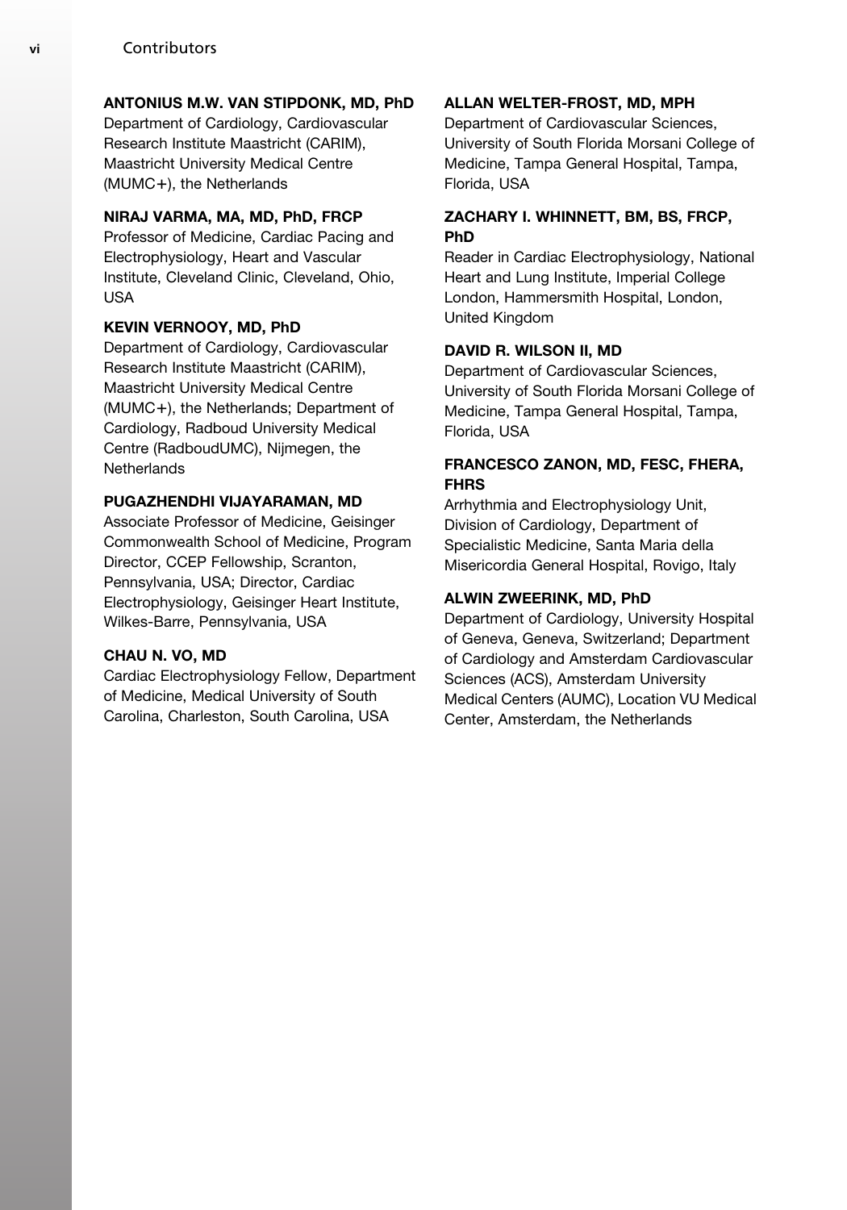**ANTONIUS M.W. VAN STIPDONK, MD, PhD**
Department of Cardiology, Cardiovascular Research Institute Maastricht (CARIM), Maastricht University Medical Centre (MUMC+), the Netherlands

**NIRAJ VARMA, MA, MD, PhD, FRCP**
Professor of Medicine, Cardiac Pacing and Electrophysiology, Heart and Vascular Institute, Cleveland Clinic, Cleveland, Ohio, USA

**KEVIN VERNOOY, MD, PhD**
Department of Cardiology, Cardiovascular Research Institute Maastricht (CARIM), Maastricht University Medical Centre (MUMC+), the Netherlands; Department of Cardiology, Radboud University Medical Centre (RadboudUMC), Nijmegen, the Netherlands

**PUGAZHENDHI VIJAYARAMAN, MD**
Associate Professor of Medicine, Geisinger Commonwealth School of Medicine, Program Director, CCEP Fellowship, Scranton, Pennsylvania, USA; Director, Cardiac Electrophysiology, Geisinger Heart Institute, Wilkes-Barre, Pennsylvania, USA

**CHAU N. VO, MD**
Cardiac Electrophysiology Fellow, Department of Medicine, Medical University of South Carolina, Charleston, South Carolina, USA

**ALLAN WELTER-FROST, MD, MPH**
Department of Cardiovascular Sciences, University of South Florida Morsani College of Medicine, Tampa General Hospital, Tampa, Florida, USA

**ZACHARY I. WHINNETT, BM, BS, FRCP, PhD**
Reader in Cardiac Electrophysiology, National Heart and Lung Institute, Imperial College London, Hammersmith Hospital, London, United Kingdom

**DAVID R. WILSON II, MD**
Department of Cardiovascular Sciences, University of South Florida Morsani College of Medicine, Tampa General Hospital, Tampa, Florida, USA

**FRANCESCO ZANON, MD, FESC, FHERA, FHRS**
Arrhythmia and Electrophysiology Unit, Division of Cardiology, Department of Specialistic Medicine, Santa Maria della Misericordia General Hospital, Rovigo, Italy

**ALWIN ZWEERINK, MD, PhD**
Department of Cardiology, University Hospital of Geneva, Geneva, Switzerland; Department of Cardiology and Amsterdam Cardiovascular Sciences (ACS), Amsterdam University Medical Centers (AUMC), Location VU Medical Center, Amsterdam, the Netherlands